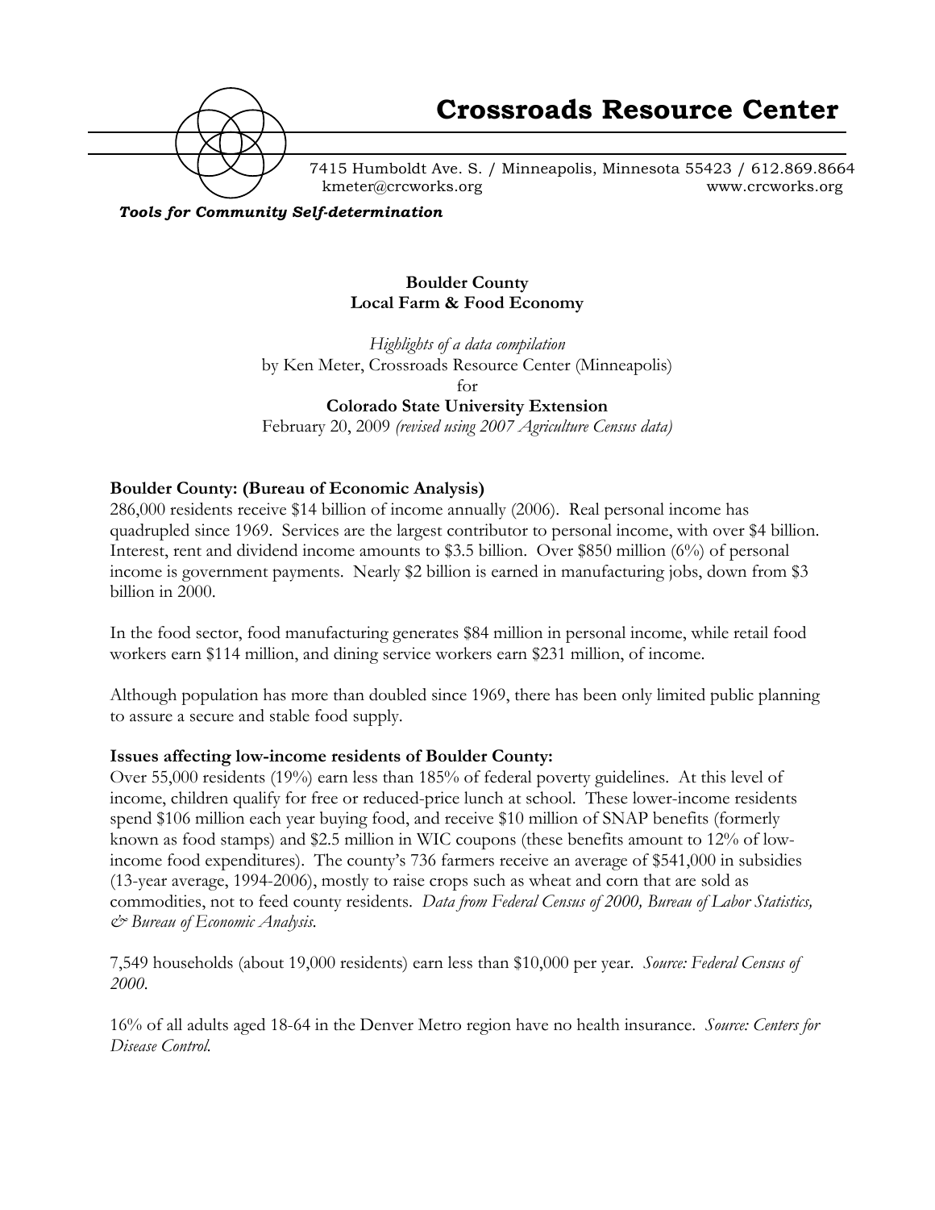# Crossroads Resource Center

7415 Humboldt Ave. S. / Minneapolis, Minnesota 55423 / 612.869.8664
kmeter@crcworks.org www.crcworks.org

***Tools for Community Self-determination***

**Boulder County**
**Local Farm & Food Economy**

*Highlights of a data compilation*
by Ken Meter, Crossroads Resource Center (Minneapolis)
for
**Colorado State University Extension**
February 20, 2009 *(revised using 2007 Agriculture Census data)*

## Boulder County: (Bureau of Economic Analysis)

286,000 residents receive $14 billion of income annually (2006). Real personal income has quadrupled since 1969. Services are the largest contributor to personal income, with over $4 billion. Interest, rent and dividend income amounts to $3.5 billion. Over $850 million (6%) of personal income is government payments. Nearly $2 billion is earned in manufacturing jobs, down from $3 billion in 2000.

In the food sector, food manufacturing generates $84 million in personal income, while retail food workers earn $114 million, and dining service workers earn $231 million, of income.

Although population has more than doubled since 1969, there has been only limited public planning to assure a secure and stable food supply.

## Issues affecting low-income residents of Boulder County:

Over 55,000 residents (19%) earn less than 185% of federal poverty guidelines. At this level of income, children qualify for free or reduced-price lunch at school. These lower-income residents spend $106 million each year buying food, and receive $10 million of SNAP benefits (formerly known as food stamps) and $2.5 million in WIC coupons (these benefits amount to 12% of low-income food expenditures). The county's 736 farmers receive an average of $541,000 in subsidies (13-year average, 1994-2006), mostly to raise crops such as wheat and corn that are sold as commodities, not to feed county residents. *Data from Federal Census of 2000, Bureau of Labor Statistics, & Bureau of Economic Analysis.*

7,549 households (about 19,000 residents) earn less than $10,000 per year. *Source: Federal Census of 2000.*

16% of all adults aged 18-64 in the Denver Metro region have no health insurance. *Source: Centers for Disease Control.*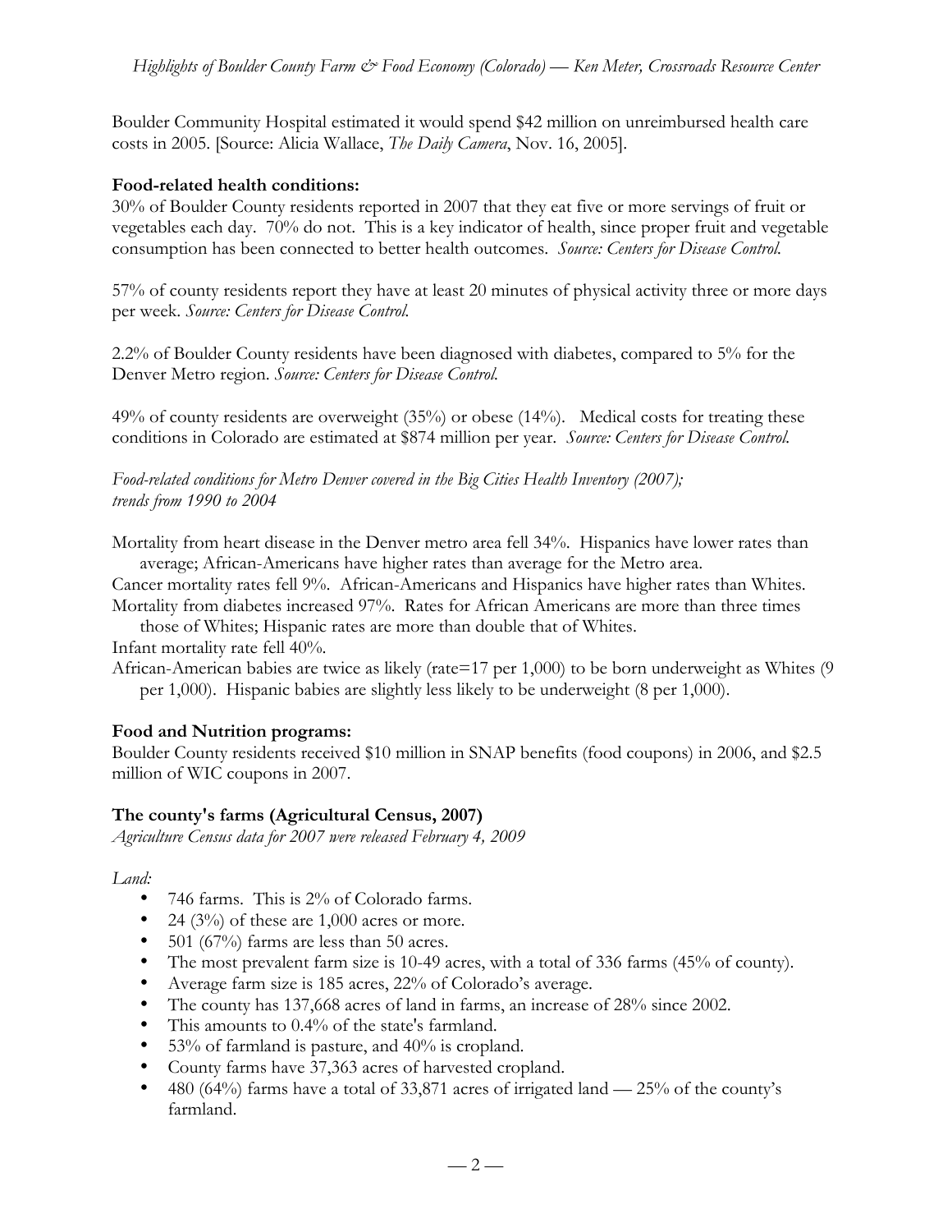Boulder Community Hospital estimated it would spend $42 million on unreimbursed health care costs in 2005. [Source: Alicia Wallace, *The Daily Camera*, Nov. 16, 2005].

**Food-related health conditions:**

30% of Boulder County residents reported in 2007 that they eat five or more servings of fruit or vegetables each day. 70% do not. This is a key indicator of health, since proper fruit and vegetable consumption has been connected to better health outcomes. *Source: Centers for Disease Control.*

57% of county residents report they have at least 20 minutes of physical activity three or more days per week. *Source: Centers for Disease Control.*

2.2% of Boulder County residents have been diagnosed with diabetes, compared to 5% for the Denver Metro region. *Source: Centers for Disease Control.*

49% of county residents are overweight (35%) or obese (14%). Medical costs for treating these conditions in Colorado are estimated at $874 million per year. *Source: Centers for Disease Control.*

*Food-related conditions for Metro Denver covered in the Big Cities Health Inventory (2007); trends from 1990 to 2004*

Mortality from heart disease in the Denver metro area fell 34%. Hispanics have lower rates than average; African-Americans have higher rates than average for the Metro area.

Cancer mortality rates fell 9%. African-Americans and Hispanics have higher rates than Whites.

Mortality from diabetes increased 97%. Rates for African Americans are more than three times those of Whites; Hispanic rates are more than double that of Whites.

Infant mortality rate fell 40%.

African-American babies are twice as likely (rate=17 per 1,000) to be born underweight as Whites (9 per 1,000). Hispanic babies are slightly less likely to be underweight (8 per 1,000).

**Food and Nutrition programs:**

Boulder County residents received $10 million in SNAP benefits (food coupons) in 2006, and $2.5 million of WIC coupons in 2007.

**The county's farms (Agricultural Census, 2007)**

*Agriculture Census data for 2007 were released February 4, 2009*

*Land:*

- 746 farms. This is 2% of Colorado farms.
- 24 (3%) of these are 1,000 acres or more.
- 501 (67%) farms are less than 50 acres.
- The most prevalent farm size is 10-49 acres, with a total of 336 farms (45% of county).
- Average farm size is 185 acres, 22% of Colorado's average.
- The county has 137,668 acres of land in farms, an increase of 28% since 2002.
- This amounts to 0.4% of the state's farmland.
- 53% of farmland is pasture, and 40% is cropland.
- County farms have 37,363 acres of harvested cropland.
- 480 (64%) farms have a total of 33,871 acres of irrigated land — 25% of the county's farmland.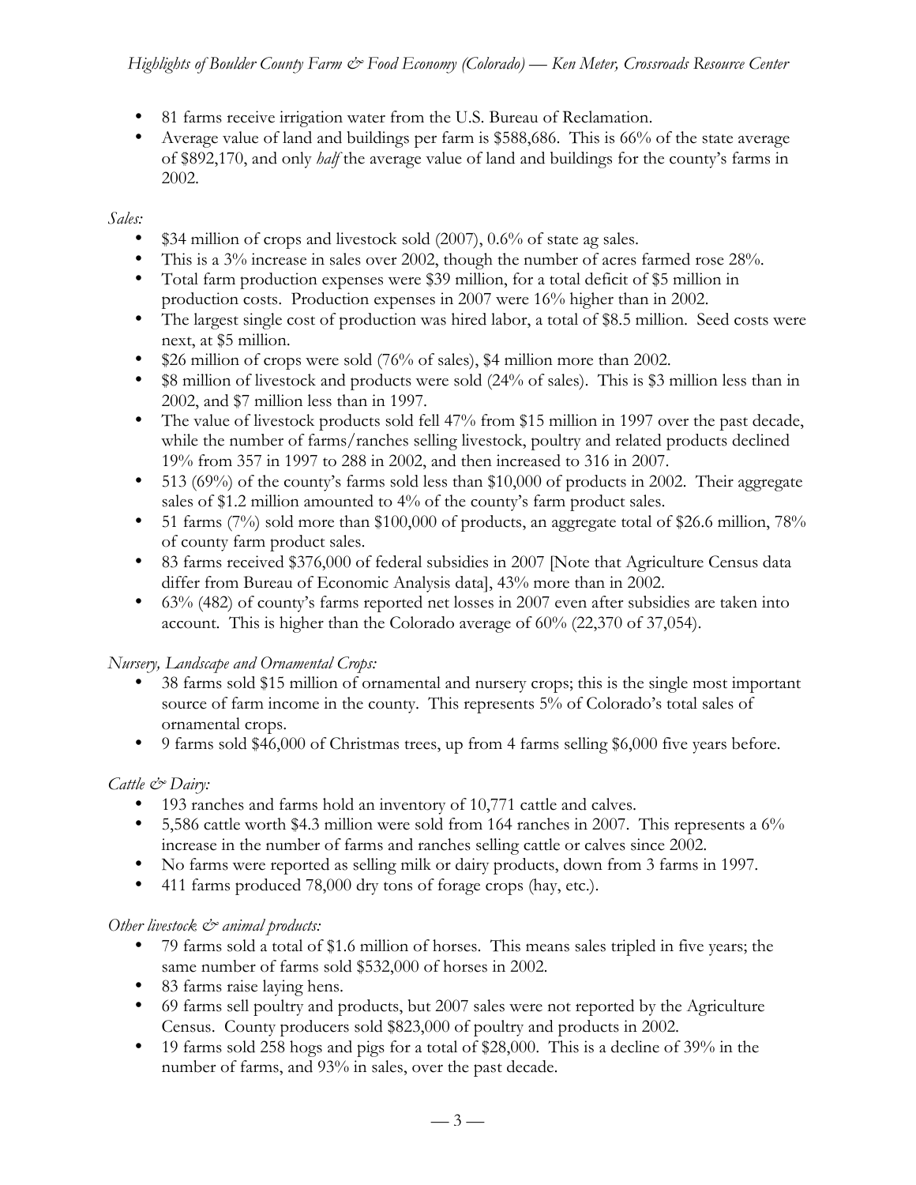- 81 farms receive irrigation water from the U.S. Bureau of Reclamation.
- Average value of land and buildings per farm is $588,686. This is 66% of the state average of $892,170, and only *half* the average value of land and buildings for the county's farms in 2002.

*Sales:*

- $34 million of crops and livestock sold (2007), 0.6% of state ag sales.
- This is a 3% increase in sales over 2002, though the number of acres farmed rose 28%.
- Total farm production expenses were $39 million, for a total deficit of $5 million in production costs. Production expenses in 2007 were 16% higher than in 2002.
- The largest single cost of production was hired labor, a total of $8.5 million. Seed costs were next, at $5 million.
- $26 million of crops were sold (76% of sales), $4 million more than 2002.
- $8 million of livestock and products were sold (24% of sales). This is $3 million less than in 2002, and $7 million less than in 1997.
- The value of livestock products sold fell 47% from $15 million in 1997 over the past decade, while the number of farms/ranches selling livestock, poultry and related products declined 19% from 357 in 1997 to 288 in 2002, and then increased to 316 in 2007.
- 513 (69%) of the county's farms sold less than $10,000 of products in 2002. Their aggregate sales of $1.2 million amounted to 4% of the county's farm product sales.
- 51 farms (7%) sold more than $100,000 of products, an aggregate total of $26.6 million, 78% of county farm product sales.
- 83 farms received $376,000 of federal subsidies in 2007 [Note that Agriculture Census data differ from Bureau of Economic Analysis data], 43% more than in 2002.
- 63% (482) of county's farms reported net losses in 2007 even after subsidies are taken into account. This is higher than the Colorado average of 60% (22,370 of 37,054).

*Nursery, Landscape and Ornamental Crops:*

- 38 farms sold $15 million of ornamental and nursery crops; this is the single most important source of farm income in the county. This represents 5% of Colorado's total sales of ornamental crops.
- 9 farms sold $46,000 of Christmas trees, up from 4 farms selling $6,000 five years before.

*Cattle & Dairy:*

- 193 ranches and farms hold an inventory of 10,771 cattle and calves.
- 5,586 cattle worth $4.3 million were sold from 164 ranches in 2007. This represents a 6% increase in the number of farms and ranches selling cattle or calves since 2002.
- No farms were reported as selling milk or dairy products, down from 3 farms in 1997.
- 411 farms produced 78,000 dry tons of forage crops (hay, etc.).

*Other livestock & animal products:*

- 79 farms sold a total of $1.6 million of horses. This means sales tripled in five years; the same number of farms sold $532,000 of horses in 2002.
- 83 farms raise laying hens.
- 69 farms sell poultry and products, but 2007 sales were not reported by the Agriculture Census. County producers sold $823,000 of poultry and products in 2002.
- 19 farms sold 258 hogs and pigs for a total of $28,000. This is a decline of 39% in the number of farms, and 93% in sales, over the past decade.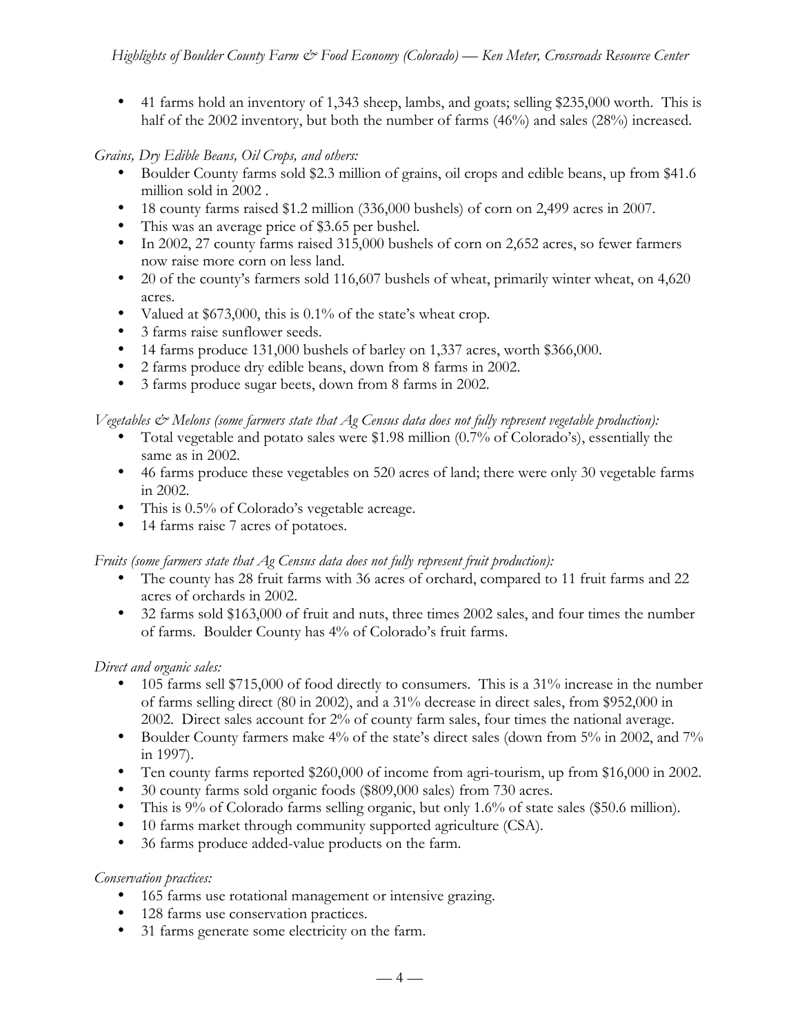- 41 farms hold an inventory of 1,343 sheep, lambs, and goats; selling $235,000 worth. This is half of the 2002 inventory, but both the number of farms (46%) and sales (28%) increased.

*Grains, Dry Edible Beans, Oil Crops, and others:*

- Boulder County farms sold $2.3 million of grains, oil crops and edible beans, up from $41.6 million sold in 2002 .
- 18 county farms raised $1.2 million (336,000 bushels) of corn on 2,499 acres in 2007.
- This was an average price of $3.65 per bushel.
- In 2002, 27 county farms raised 315,000 bushels of corn on 2,652 acres, so fewer farmers now raise more corn on less land.
- 20 of the county's farmers sold 116,607 bushels of wheat, primarily winter wheat, on 4,620 acres.
- Valued at $673,000, this is 0.1% of the state's wheat crop.
- 3 farms raise sunflower seeds.
- 14 farms produce 131,000 bushels of barley on 1,337 acres, worth $366,000.
- 2 farms produce dry edible beans, down from 8 farms in 2002.
- 3 farms produce sugar beets, down from 8 farms in 2002.

*Vegetables & Melons (some farmers state that Ag Census data does not fully represent vegetable production):*

- Total vegetable and potato sales were $1.98 million (0.7% of Colorado's), essentially the same as in 2002.
- 46 farms produce these vegetables on 520 acres of land; there were only 30 vegetable farms in 2002.
- This is 0.5% of Colorado's vegetable acreage.
- 14 farms raise 7 acres of potatoes.

*Fruits (some farmers state that Ag Census data does not fully represent fruit production):*

- The county has 28 fruit farms with 36 acres of orchard, compared to 11 fruit farms and 22 acres of orchards in 2002.
- 32 farms sold $163,000 of fruit and nuts, three times 2002 sales, and four times the number of farms. Boulder County has 4% of Colorado's fruit farms.

*Direct and organic sales:*

- 105 farms sell $715,000 of food directly to consumers. This is a 31% increase in the number of farms selling direct (80 in 2002), and a 31% decrease in direct sales, from $952,000 in 2002. Direct sales account for 2% of county farm sales, four times the national average.
- Boulder County farmers make 4% of the state's direct sales (down from 5% in 2002, and 7% in 1997).
- Ten county farms reported $260,000 of income from agri-tourism, up from $16,000 in 2002.
- 30 county farms sold organic foods ($809,000 sales) from 730 acres.
- This is 9% of Colorado farms selling organic, but only 1.6% of state sales ($50.6 million).
- 10 farms market through community supported agriculture (CSA).
- 36 farms produce added-value products on the farm.

*Conservation practices:*

- 165 farms use rotational management or intensive grazing.
- 128 farms use conservation practices.
- 31 farms generate some electricity on the farm.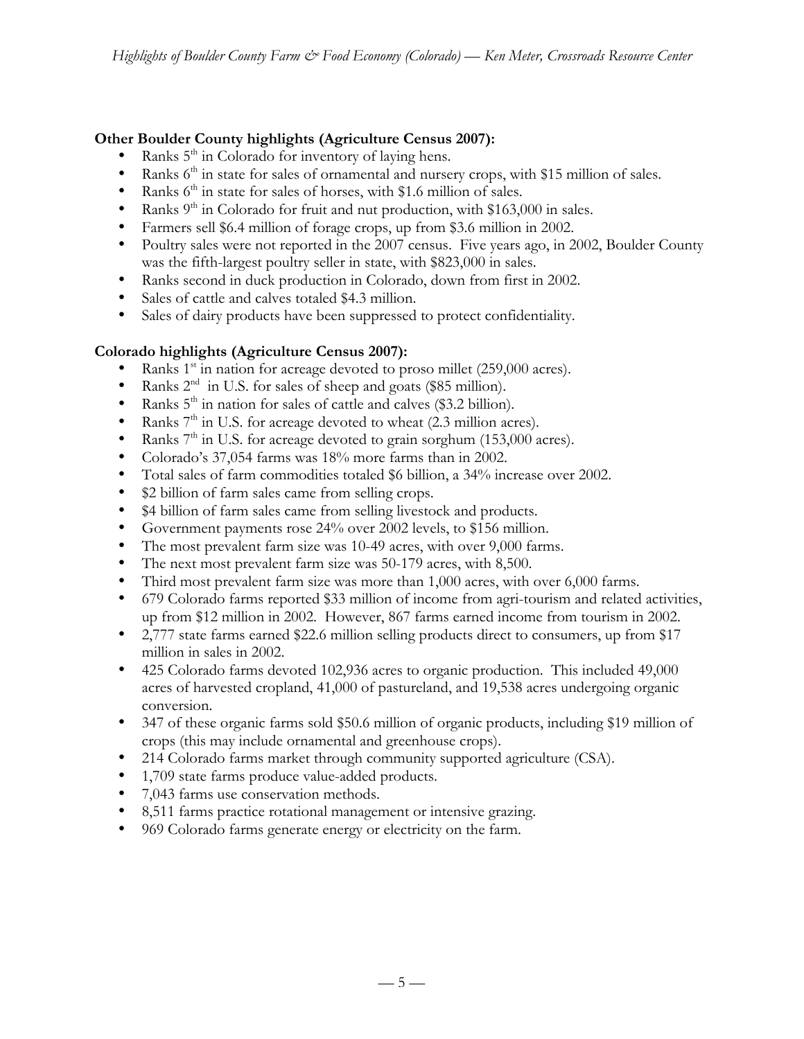**Other Boulder County highlights (Agriculture Census 2007):**

- Ranks 5th in Colorado for inventory of laying hens.
- Ranks 6th in state for sales of ornamental and nursery crops, with $15 million of sales.
- Ranks 6th in state for sales of horses, with $1.6 million of sales.
- Ranks 9th in Colorado for fruit and nut production, with $163,000 in sales.
- Farmers sell $6.4 million of forage crops, up from $3.6 million in 2002.
- Poultry sales were not reported in the 2007 census. Five years ago, in 2002, Boulder County was the fifth-largest poultry seller in state, with $823,000 in sales.
- Ranks second in duck production in Colorado, down from first in 2002.
- Sales of cattle and calves totaled $4.3 million.
- Sales of dairy products have been suppressed to protect confidentiality.

**Colorado highlights (Agriculture Census 2007):**

- Ranks 1st in nation for acreage devoted to proso millet (259,000 acres).
- Ranks 2nd in U.S. for sales of sheep and goats ($85 million).
- Ranks 5th in nation for sales of cattle and calves ($3.2 billion).
- Ranks 7th in U.S. for acreage devoted to wheat (2.3 million acres).
- Ranks 7th in U.S. for acreage devoted to grain sorghum (153,000 acres).
- Colorado's 37,054 farms was 18% more farms than in 2002.
- Total sales of farm commodities totaled $6 billion, a 34% increase over 2002.
- $2 billion of farm sales came from selling crops.
- $4 billion of farm sales came from selling livestock and products.
- Government payments rose 24% over 2002 levels, to $156 million.
- The most prevalent farm size was 10-49 acres, with over 9,000 farms.
- The next most prevalent farm size was 50-179 acres, with 8,500.
- Third most prevalent farm size was more than 1,000 acres, with over 6,000 farms.
- 679 Colorado farms reported $33 million of income from agri-tourism and related activities, up from $12 million in 2002. However, 867 farms earned income from tourism in 2002.
- 2,777 state farms earned $22.6 million selling products direct to consumers, up from $17 million in sales in 2002.
- 425 Colorado farms devoted 102,936 acres to organic production. This included 49,000 acres of harvested cropland, 41,000 of pastureland, and 19,538 acres undergoing organic conversion.
- 347 of these organic farms sold $50.6 million of organic products, including $19 million of crops (this may include ornamental and greenhouse crops).
- 214 Colorado farms market through community supported agriculture (CSA).
- 1,709 state farms produce value-added products.
- 7,043 farms use conservation methods.
- 8,511 farms practice rotational management or intensive grazing.
- 969 Colorado farms generate energy or electricity on the farm.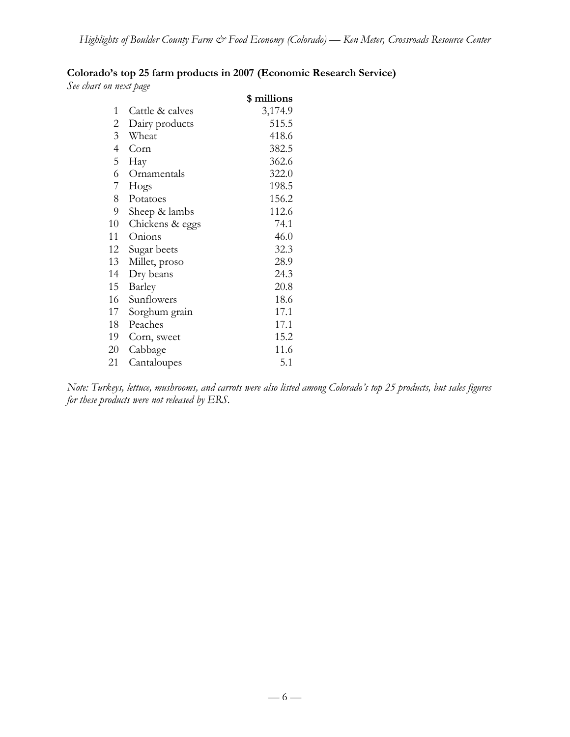**Colorado's top 25 farm products in 2007 (Economic Research Service)**

*See chart on next page*

| | | $ millions |
|---|---|---|
| 1 | Cattle & calves | 3,174.9 |
| 2 | Dairy products | 515.5 |
| 3 | Wheat | 418.6 |
| 4 | Corn | 382.5 |
| 5 | Hay | 362.6 |
| 6 | Ornamentals | 322.0 |
| 7 | Hogs | 198.5 |
| 8 | Potatoes | 156.2 |
| 9 | Sheep & lambs | 112.6 |
| 10 | Chickens & eggs | 74.1 |
| 11 | Onions | 46.0 |
| 12 | Sugar beets | 32.3 |
| 13 | Millet, proso | 28.9 |
| 14 | Dry beans | 24.3 |
| 15 | Barley | 20.8 |
| 16 | Sunflowers | 18.6 |
| 17 | Sorghum grain | 17.1 |
| 18 | Peaches | 17.1 |
| 19 | Corn, sweet | 15.2 |
| 20 | Cabbage | 11.6 |
| 21 | Cantaloupes | 5.1 |

*Note: Turkeys, lettuce, mushrooms, and carrots were also listed among Colorado's top 25 products, but sales figures for these products were not released by ERS.*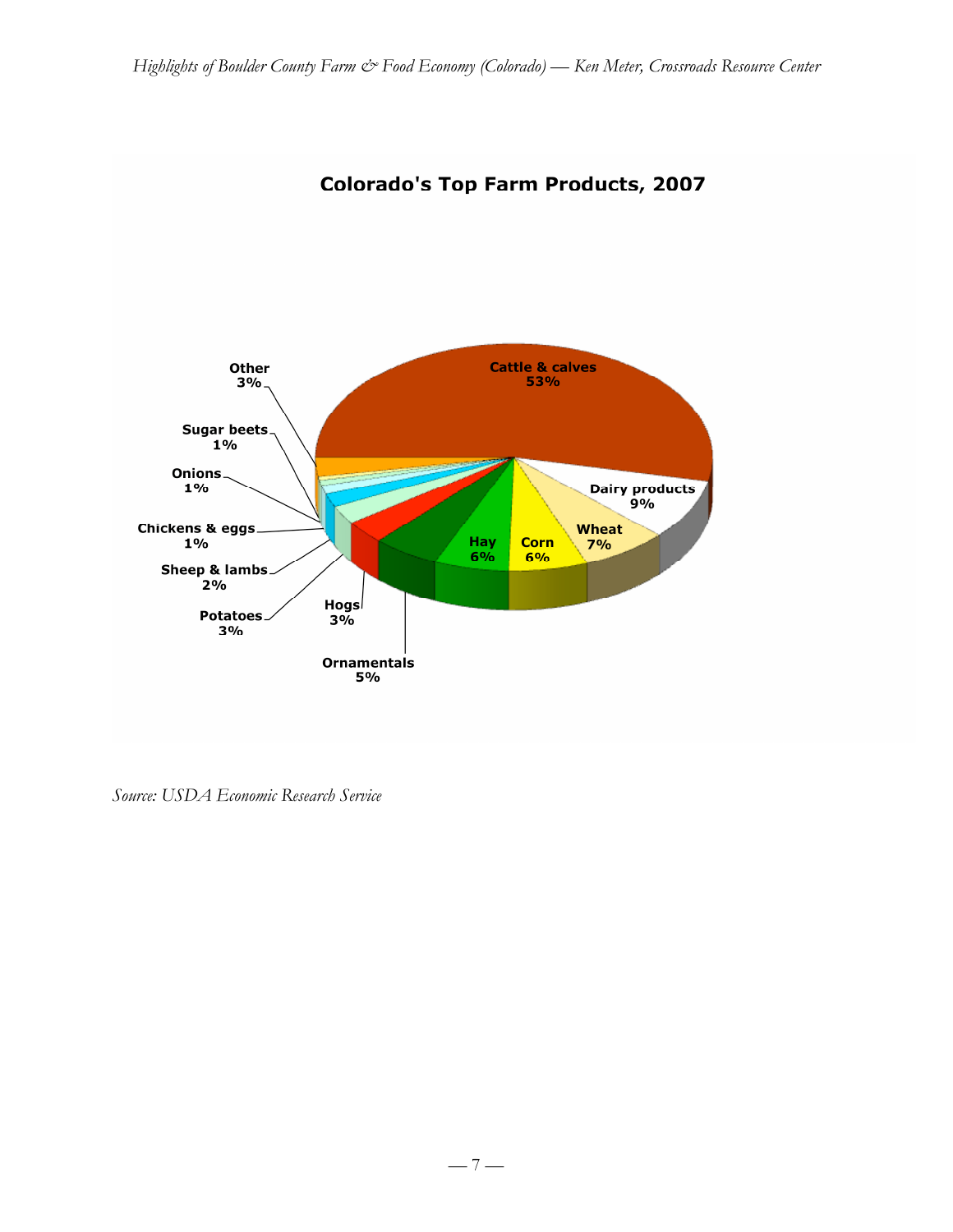## Colorado's Top Farm Products, 2007

| Product | Share |
| --- | --- |
| Cattle & calves | 53% |
| Dairy products | 9% |
| Wheat | 7% |
| Corn | 6% |
| Hay | 6% |
| Ornamentals | 5% |
| Hogs | 3% |
| Potatoes | 3% |
| Sheep & lambs | 2% |
| Chickens & eggs | 1% |
| Onions | 1% |
| Sugar beets | 1% |
| Other | 3% |

*Source: USDA Economic Research Service*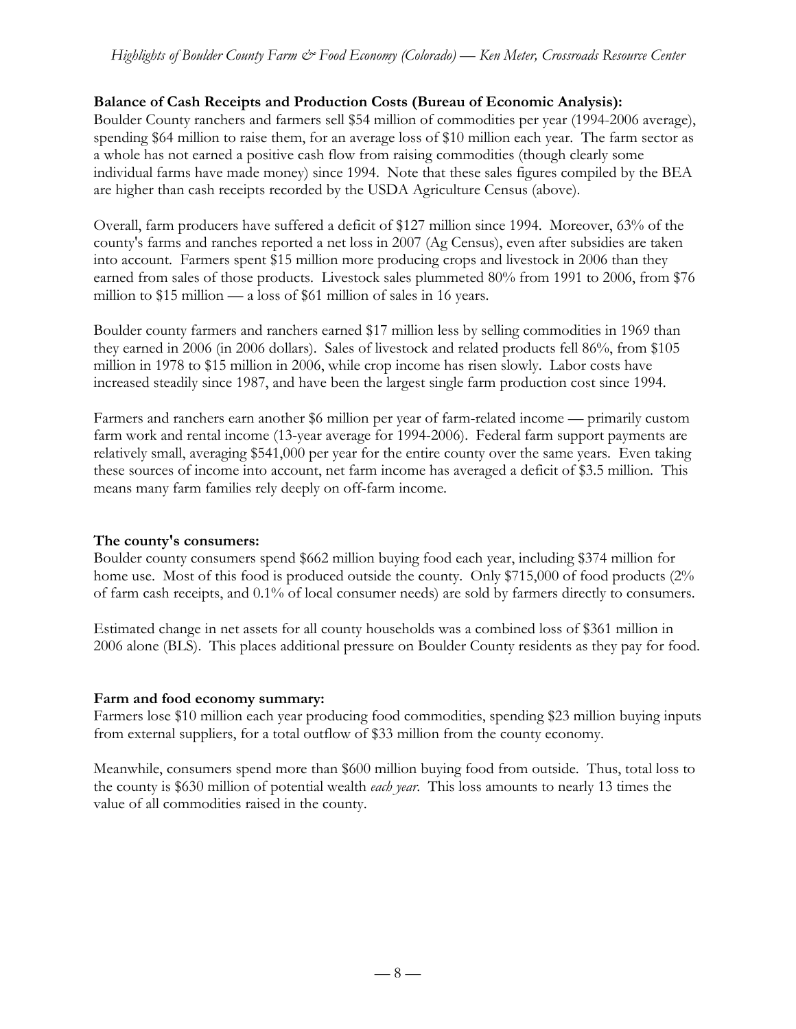**Balance of Cash Receipts and Production Costs (Bureau of Economic Analysis):**
Boulder County ranchers and farmers sell $54 million of commodities per year (1994-2006 average), spending $64 million to raise them, for an average loss of $10 million each year. The farm sector as a whole has not earned a positive cash flow from raising commodities (though clearly some individual farms have made money) since 1994. Note that these sales figures compiled by the BEA are higher than cash receipts recorded by the USDA Agriculture Census (above).

Overall, farm producers have suffered a deficit of $127 million since 1994. Moreover, 63% of the county's farms and ranches reported a net loss in 2007 (Ag Census), even after subsidies are taken into account. Farmers spent $15 million more producing crops and livestock in 2006 than they earned from sales of those products. Livestock sales plummeted 80% from 1991 to 2006, from $76 million to $15 million — a loss of $61 million of sales in 16 years.

Boulder county farmers and ranchers earned $17 million less by selling commodities in 1969 than they earned in 2006 (in 2006 dollars). Sales of livestock and related products fell 86%, from $105 million in 1978 to $15 million in 2006, while crop income has risen slowly. Labor costs have increased steadily since 1987, and have been the largest single farm production cost since 1994.

Farmers and ranchers earn another $6 million per year of farm-related income — primarily custom farm work and rental income (13-year average for 1994-2006). Federal farm support payments are relatively small, averaging $541,000 per year for the entire county over the same years. Even taking these sources of income into account, net farm income has averaged a deficit of $3.5 million. This means many farm families rely deeply on off-farm income.

**The county's consumers:**
Boulder county consumers spend $662 million buying food each year, including $374 million for home use. Most of this food is produced outside the county. Only $715,000 of food products (2% of farm cash receipts, and 0.1% of local consumer needs) are sold by farmers directly to consumers.

Estimated change in net assets for all county households was a combined loss of $361 million in 2006 alone (BLS). This places additional pressure on Boulder County residents as they pay for food.

**Farm and food economy summary:**
Farmers lose $10 million each year producing food commodities, spending $23 million buying inputs from external suppliers, for a total outflow of $33 million from the county economy.

Meanwhile, consumers spend more than $600 million buying food from outside. Thus, total loss to the county is $630 million of potential wealth *each year*. This loss amounts to nearly 13 times the value of all commodities raised in the county.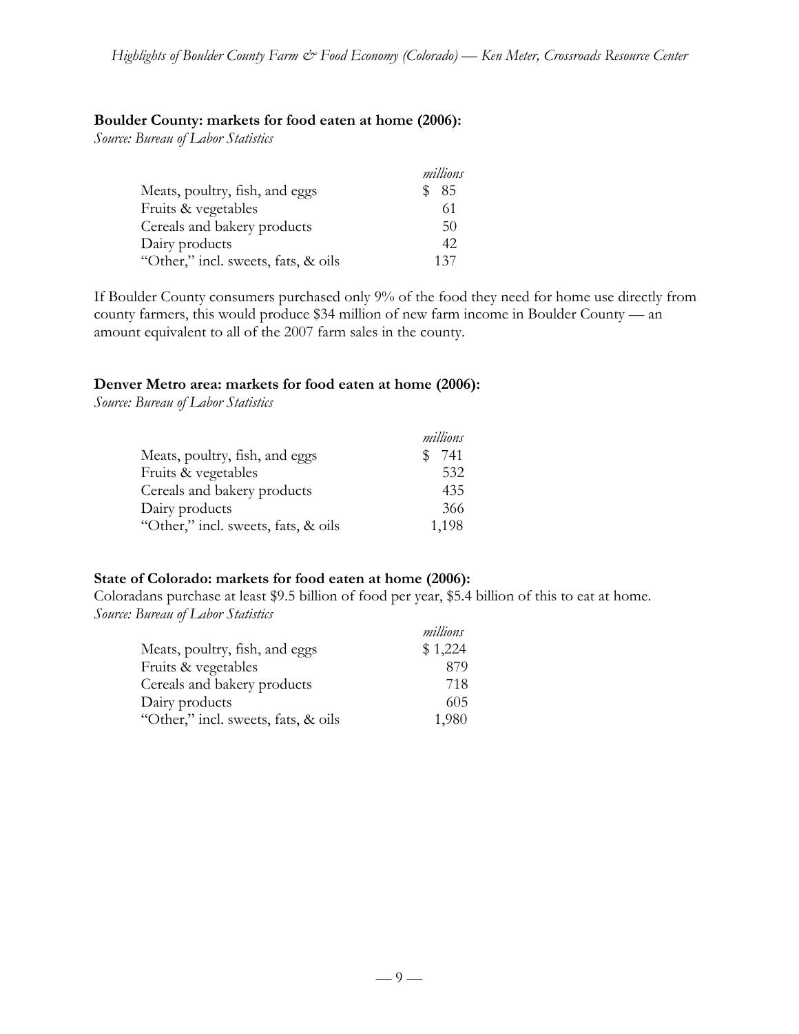**Boulder County: markets for food eaten at home (2006):**
*Source: Bureau of Labor Statistics*

| | *millions* |
|---|---|
| Meats, poultry, fish, and eggs | $ 85 |
| Fruits & vegetables | 61 |
| Cereals and bakery products | 50 |
| Dairy products | 42 |
| "Other," incl. sweets, fats, & oils | 137 |

If Boulder County consumers purchased only 9% of the food they need for home use directly from county farmers, this would produce $34 million of new farm income in Boulder County — an amount equivalent to all of the 2007 farm sales in the county.

**Denver Metro area: markets for food eaten at home (2006):**
*Source: Bureau of Labor Statistics*

| | *millions* |
|---|---|
| Meats, poultry, fish, and eggs | $ 741 |
| Fruits & vegetables | 532 |
| Cereals and bakery products | 435 |
| Dairy products | 366 |
| "Other," incl. sweets, fats, & oils | 1,198 |

**State of Colorado: markets for food eaten at home (2006):**
Coloradans purchase at least $9.5 billion of food per year, $5.4 billion of this to eat at home.
*Source: Bureau of Labor Statistics*

| | *millions* |
|---|---|
| Meats, poultry, fish, and eggs | $ 1,224 |
| Fruits & vegetables | 879 |
| Cereals and bakery products | 718 |
| Dairy products | 605 |
| "Other," incl. sweets, fats, & oils | 1,980 |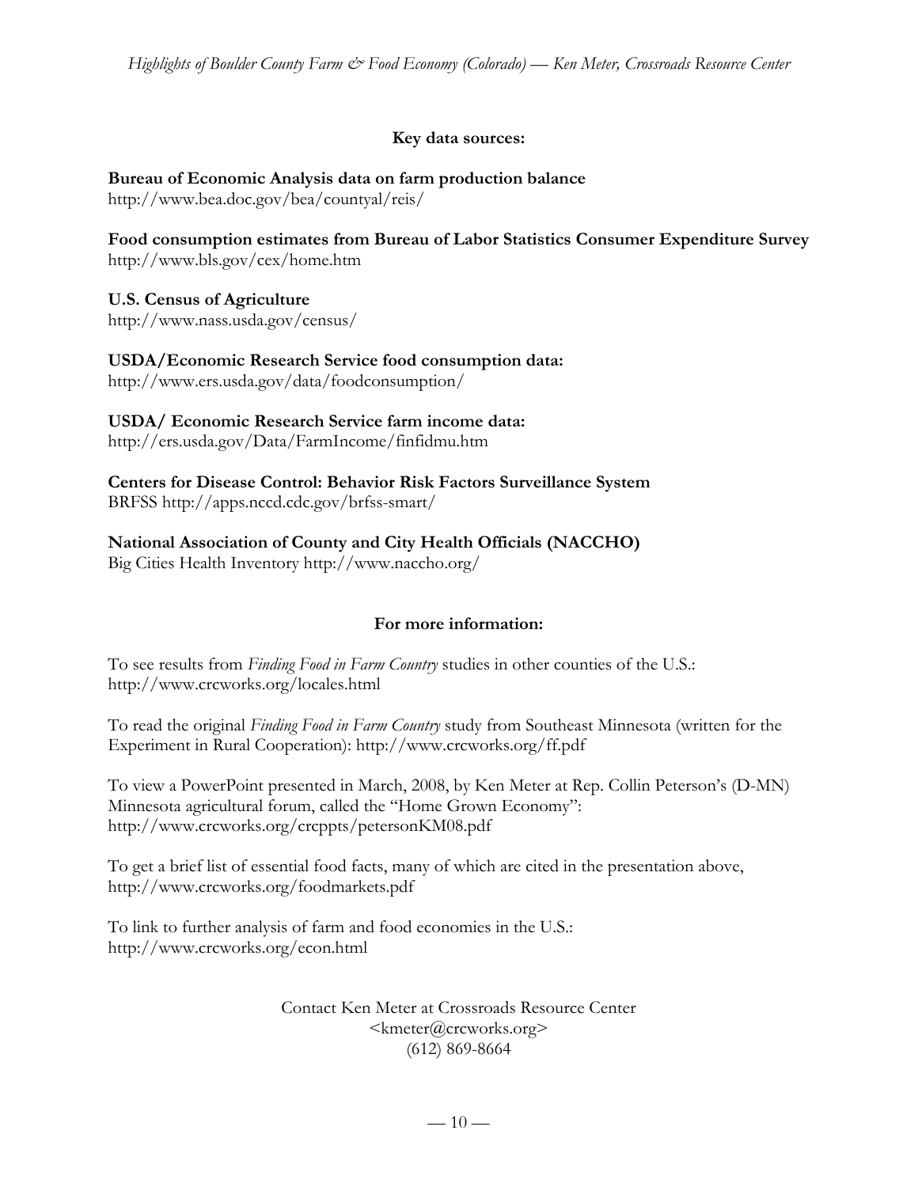### Key data sources:

**Bureau of Economic Analysis data on farm production balance**
http://www.bea.doc.gov/bea/countyal/reis/

**Food consumption estimates from Bureau of Labor Statistics Consumer Expenditure Survey**
http://www.bls.gov/cex/home.htm

**U.S. Census of Agriculture**
http://www.nass.usda.gov/census/

**USDA/Economic Research Service food consumption data:**
http://www.ers.usda.gov/data/foodconsumption/

**USDA/ Economic Research Service farm income data:**
http://ers.usda.gov/Data/FarmIncome/finfidmu.htm

**Centers for Disease Control: Behavior Risk Factors Surveillance System**
BRFSS http://apps.nccd.cdc.gov/brfss-smart/

**National Association of County and City Health Officials (NACCHO)**
Big Cities Health Inventory http://www.naccho.org/

### For more information:

To see results from *Finding Food in Farm Country* studies in other counties of the U.S.:
http://www.crcworks.org/locales.html

To read the original *Finding Food in Farm Country* study from Southeast Minnesota (written for the Experiment in Rural Cooperation): http://www.crcworks.org/ff.pdf

To view a PowerPoint presented in March, 2008, by Ken Meter at Rep. Collin Peterson's (D-MN) Minnesota agricultural forum, called the "Home Grown Economy":
http://www.crcworks.org/crcppts/petersonKM08.pdf

To get a brief list of essential food facts, many of which are cited in the presentation above,
http://www.crcworks.org/foodmarkets.pdf

To link to further analysis of farm and food economies in the U.S.:
http://www.crcworks.org/econ.html

Contact Ken Meter at Crossroads Resource Center
<kmeter@crcworks.org>
(612) 869-8664